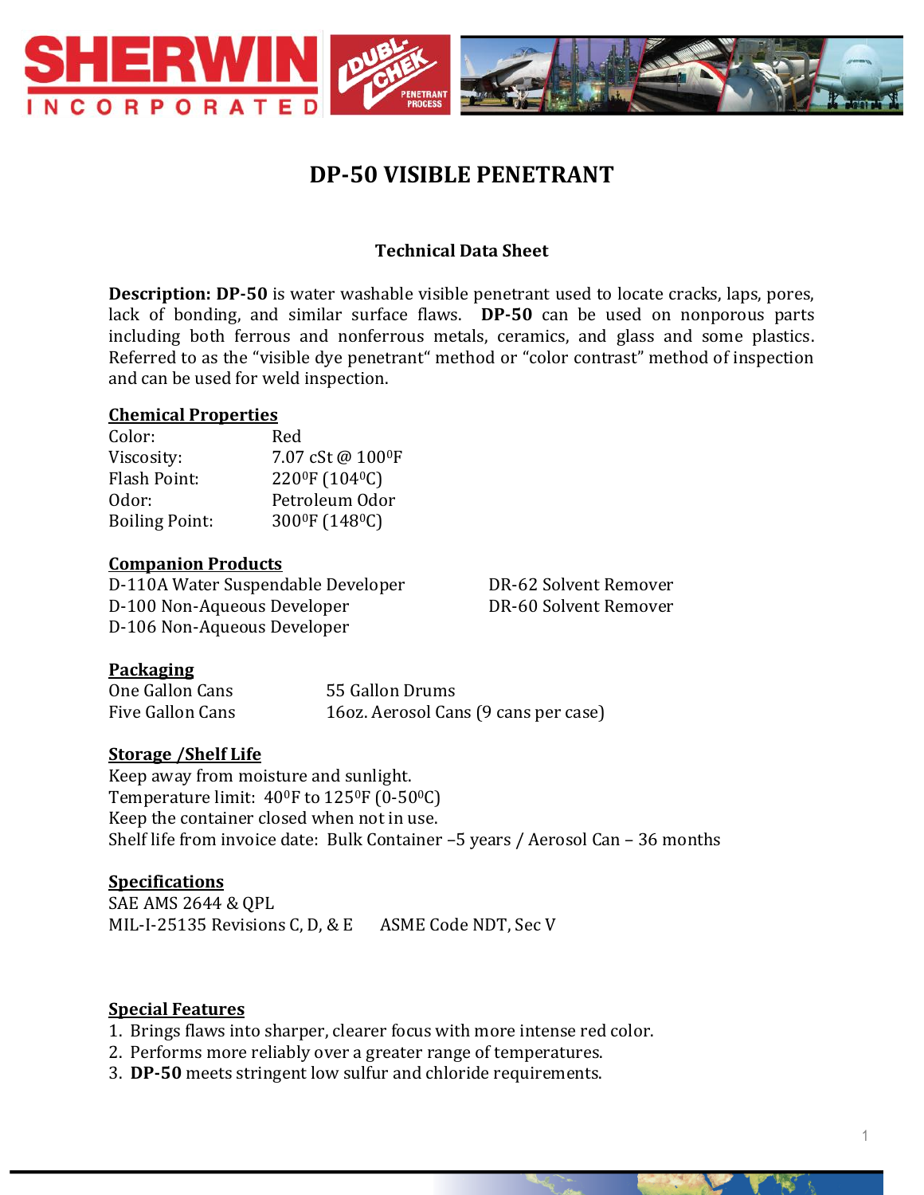# DP-50 VISIBLE PENETRANT

## Technical Data Sheet

**Description: DP-50** is water washable visible penetrant used to locate cracks, laps, pores, lack of bonding, and similar surface flaws. **DP-50** can be used on nonporous parts including both ferrous and nonferrous metals, ceramics, and glass and some plastics. Referred to as the "visible dye penetrant" method or "color contrast" method of inspection and can be used for weld inspection.

### Chemical Properties

| | |
|---|---|
| Color: | Red |
| Viscosity: | 7.07 cSt @ 100°F |
| Flash Point: | 220°F (104°C) |
| Odor: | Petroleum Odor |
| Boiling Point: | 300°F (148°C) |

### Companion Products

D-110A Water Suspendable Developer
D-100 Non-Aqueous Developer
D-106 Non-Aqueous Developer
DR-62 Solvent Remover
DR-60 Solvent Remover

### Packaging

One Gallon Cans
Five Gallon Cans
55 Gallon Drums
16oz. Aerosol Cans (9 cans per case)

### Storage /Shelf Life

Keep away from moisture and sunlight.
Temperature limit: 40°F to 125°F (0-50°C)
Keep the container closed when not in use.
Shelf life from invoice date: Bulk Container –5 years / Aerosol Can – 36 months

### Specifications

SAE AMS 2644 & QPL
MIL-I-25135 Revisions C, D, & E
ASME Code NDT, Sec V

### Special Features

1. Brings flaws into sharper, clearer focus with more intense red color.
2. Performs more reliably over a greater range of temperatures.
3. **DP-50** meets stringent low sulfur and chloride requirements.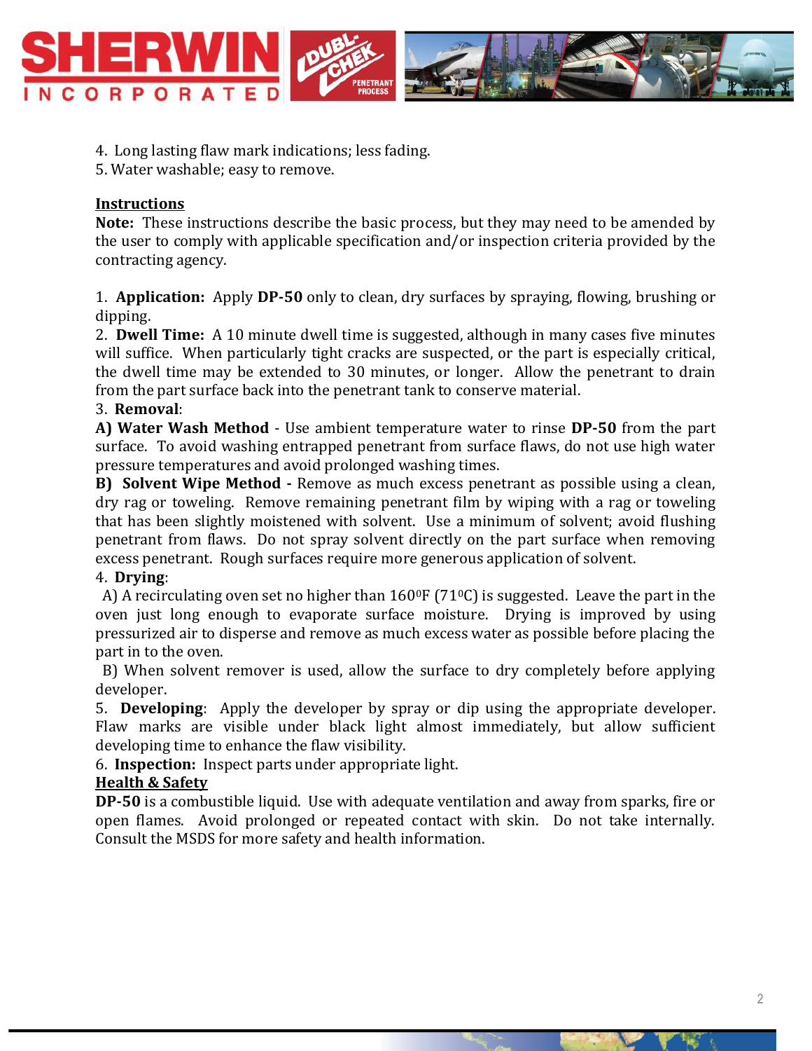4. Long lasting flaw mark indications; less fading.
5. Water washable; easy to remove.

**Instructions**

**Note:** These instructions describe the basic process, but they may need to be amended by the user to comply with applicable specification and/or inspection criteria provided by the contracting agency.

1. **Application:** Apply **DP-50** only to clean, dry surfaces by spraying, flowing, brushing or dipping.
2. **Dwell Time:** A 10 minute dwell time is suggested, although in many cases five minutes will suffice. When particularly tight cracks are suspected, or the part is especially critical, the dwell time may be extended to 30 minutes, or longer. Allow the penetrant to drain from the part surface back into the penetrant tank to conserve material.
3. **Removal**:

**A) Water Wash Method** - Use ambient temperature water to rinse **DP-50** from the part surface. To avoid washing entrapped penetrant from surface flaws, do not use high water pressure temperatures and avoid prolonged washing times.

**B) Solvent Wipe Method -** Remove as much excess penetrant as possible using a clean, dry rag or toweling. Remove remaining penetrant film by wiping with a rag or toweling that has been slightly moistened with solvent. Use a minimum of solvent; avoid flushing penetrant from flaws. Do not spray solvent directly on the part surface when removing excess penetrant. Rough surfaces require more generous application of solvent.

4. **Drying**:

A) A recirculating oven set no higher than 160$^{0}$F (71$^{0}$C) is suggested. Leave the part in the oven just long enough to evaporate surface moisture. Drying is improved by using pressurized air to disperse and remove as much excess water as possible before placing the part in to the oven.

B) When solvent remover is used, allow the surface to dry completely before applying developer.

5. **Developing**: Apply the developer by spray or dip using the appropriate developer. Flaw marks are visible under black light almost immediately, but allow sufficient developing time to enhance the flaw visibility.
6. **Inspection:** Inspect parts under appropriate light.

**Health & Safety**

**DP-50** is a combustible liquid. Use with adequate ventilation and away from sparks, fire or open flames. Avoid prolonged or repeated contact with skin. Do not take internally. Consult the MSDS for more safety and health information.